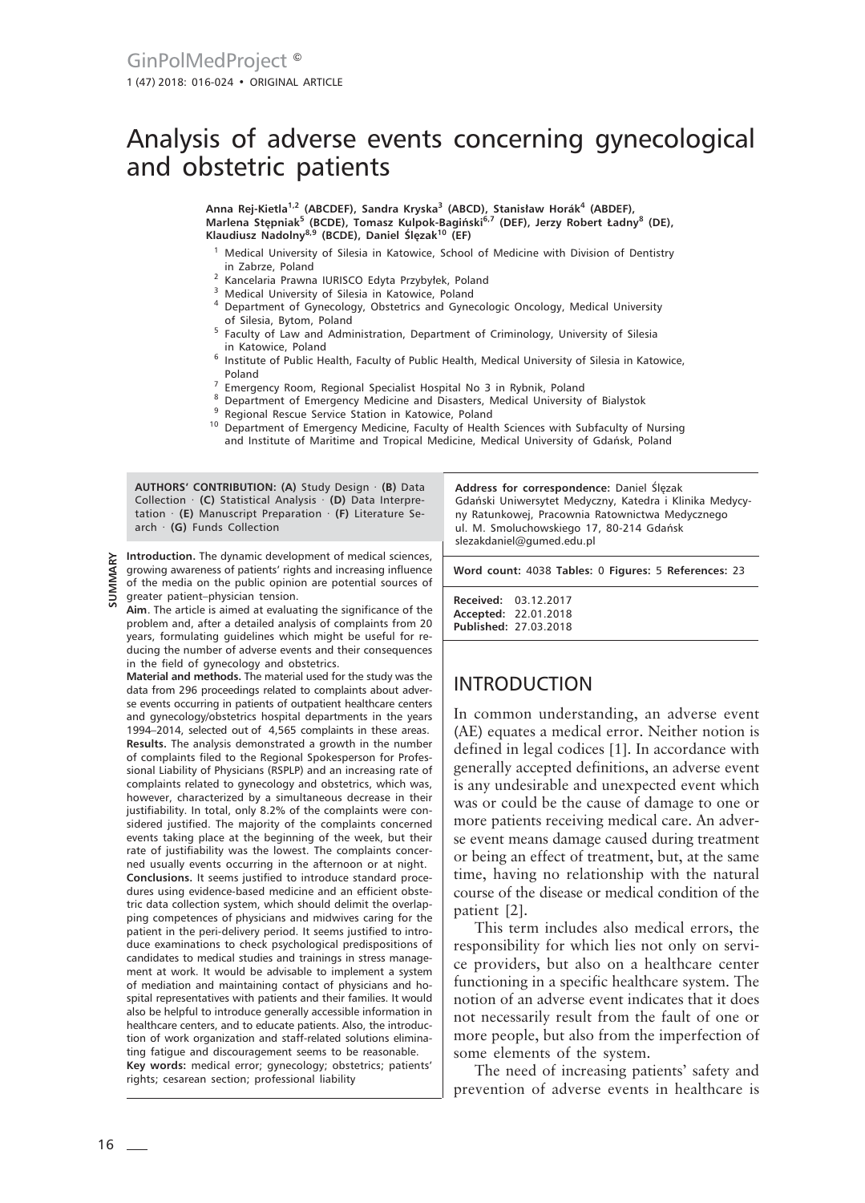# Analysis of adverse events concerning gynecological and obstetric patients

**Anna Rej-Kietla[1,2] (ABCDEF), Sandra Kryska[3] (ABCD), Stanisław Horák[4] (ABDEF), Marlena Stępniak[5] (BCDE), Tomasz Kulpok-Bagiński[6,7] (DEF), Jerzy Robert Ładny[8] (DE), Klaudiusz Nadolny[8,9] (BCDE), Daniel Ślęzak[10] (EF)**

[1] Medical University of Silesia in Katowice, School of Medicine with Division of Dentistry in Zabrze, Poland
[2] Kancelaria Prawna IURISCO Edyta Przybyłek, Poland
[3] Medical University of Silesia in Katowice, Poland
[4] Department of Gynecology, Obstetrics and Gynecologic Oncology, Medical University of Silesia, Bytom, Poland
[5] Faculty of Law and Administration, Department of Criminology, University of Silesia in Katowice, Poland
[6] Institute of Public Health, Faculty of Public Health, Medical University of Silesia in Katowice, Poland
[7] Emergency Room, Regional Specialist Hospital No 3 in Rybnik, Poland
[8] Department of Emergency Medicine and Disasters, Medical University of Bialystok
[9] Regional Rescue Service Station in Katowice, Poland
[10] Department of Emergency Medicine, Faculty of Health Sciences with Subfaculty of Nursing and Institute of Maritime and Tropical Medicine, Medical University of Gdańsk, Poland

**AUTHORS' CONTRIBUTION: (A)** Study Design · **(B)** Data Collection · **(C)** Statistical Analysis · **(D)** Data Interpretation · **(E)** Manuscript Preparation · **(F)** Literature Search · **(G)** Funds Collection

## SUMMARY

**Introduction.** The dynamic development of medical sciences, growing awareness of patients' rights and increasing influence of the media on the public opinion are potential sources of greater patient–physician tension.

**Aim**. The article is aimed at evaluating the significance of the problem and, after a detailed analysis of complaints from 20 years, formulating guidelines which might be useful for reducing the number of adverse events and their consequences in the field of gynecology and obstetrics.

**Material and methods.** The material used for the study was the data from 296 proceedings related to complaints about adverse events occurring in patients of outpatient healthcare centers and gynecology/obstetrics hospital departments in the years 1994–2014, selected out of 4,565 complaints in these areas.

**Results.** The analysis demonstrated a growth in the number of complaints filed to the Regional Spokesperson for Professional Liability of Physicians (RSPLP) and an increasing rate of complaints related to gynecology and obstetrics, which was, however, characterized by a simultaneous decrease in their justifiability. In total, only 8.2% of the complaints were considered justified. The majority of the complaints concerned events taking place at the beginning of the week, but their rate of justifiability was the lowest. The complaints concerned usually events occurring in the afternoon or at night.

**Conclusions.** It seems justified to introduce standard procedures using evidence-based medicine and an efficient obstetric data collection system, which should delimit the overlapping competences of physicians and midwives caring for the patient in the peri-delivery period. It seems justified to introduce examinations to check psychological predispositions of candidates to medical studies and trainings in stress management at work. It would be advisable to implement a system of mediation and maintaining contact of physicians and hospital representatives with patients and their families. It would also be helpful to introduce generally accessible information in healthcare centers, and to educate patients. Also, the introduction of work organization and staff-related solutions eliminating fatigue and discouragement seems to be reasonable.

**Key words:** medical error; gynecology; obstetrics; patients' rights; cesarean section; professional liability

**Address for correspondence:** Daniel Ślęzak
Gdański Uniwersytet Medyczny, Katedra i Klinika Medycyny Ratunkowej, Pracownia Ratownictwa Medycznego
ul. M. Smoluchowskiego 17, 80-214 Gdańsk
slezakdaniel@gumed.edu.pl

**Word count:** 4038 **Tables:** 0 **Figures:** 5 **References:** 23

**Received:** 03.12.2017
**Accepted:** 22.01.2018
**Published:** 27.03.2018

## INTRODUCTION

In common understanding, an adverse event (AE) equates a medical error. Neither notion is defined in legal codices [1]. In accordance with generally accepted definitions, an adverse event is any undesirable and unexpected event which was or could be the cause of damage to one or more patients receiving medical care. An adverse event means damage caused during treatment or being an effect of treatment, but, at the same time, having no relationship with the natural course of the disease or medical condition of the patient [2].

This term includes also medical errors, the responsibility for which lies not only on service providers, but also on a healthcare center functioning in a specific healthcare system. The notion of an adverse event indicates that it does not necessarily result from the fault of one or more people, but also from the imperfection of some elements of the system.

The need of increasing patients' safety and prevention of adverse events in healthcare is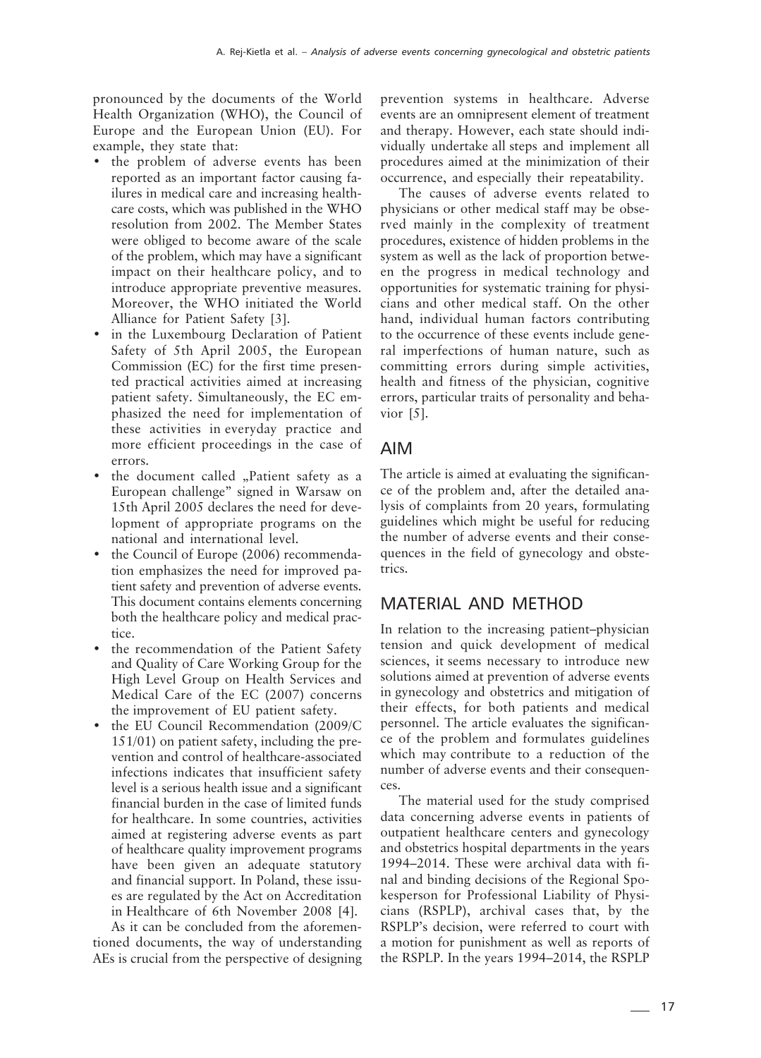pronounced by the documents of the World Health Organization (WHO), the Council of Europe and the European Union (EU). For example, they state that:

- the problem of adverse events has been reported as an important factor causing failures in medical care and increasing healthcare costs, which was published in the WHO resolution from 2002. The Member States were obliged to become aware of the scale of the problem, which may have a significant impact on their healthcare policy, and to introduce appropriate preventive measures. Moreover, the WHO initiated the World Alliance for Patient Safety [3].
- in the Luxembourg Declaration of Patient Safety of 5th April 2005, the European Commission (EC) for the first time presented practical activities aimed at increasing patient safety. Simultaneously, the EC emphasized the need for implementation of these activities in everyday practice and more efficient proceedings in the case of errors.
- the document called „Patient safety as a European challenge" signed in Warsaw on 15th April 2005 declares the need for development of appropriate programs on the national and international level.
- the Council of Europe (2006) recommendation emphasizes the need for improved patient safety and prevention of adverse events. This document contains elements concerning both the healthcare policy and medical practice.
- the recommendation of the Patient Safety and Quality of Care Working Group for the High Level Group on Health Services and Medical Care of the EC (2007) concerns the improvement of EU patient safety.
- the EU Council Recommendation (2009/C 151/01) on patient safety, including the prevention and control of healthcare-associated infections indicates that insufficient safety level is a serious health issue and a significant financial burden in the case of limited funds for healthcare. In some countries, activities aimed at registering adverse events as part of healthcare quality improvement programs have been given an adequate statutory and financial support. In Poland, these issues are regulated by the Act on Accreditation in Healthcare of 6th November 2008 [4].

As it can be concluded from the aforementioned documents, the way of understanding AEs is crucial from the perspective of designing prevention systems in healthcare. Adverse events are an omnipresent element of treatment and therapy. However, each state should individually undertake all steps and implement all procedures aimed at the minimization of their occurrence, and especially their repeatability.

The causes of adverse events related to physicians or other medical staff may be observed mainly in the complexity of treatment procedures, existence of hidden problems in the system as well as the lack of proportion between the progress in medical technology and opportunities for systematic training for physicians and other medical staff. On the other hand, individual human factors contributing to the occurrence of these events include general imperfections of human nature, such as committing errors during simple activities, health and fitness of the physician, cognitive errors, particular traits of personality and behavior [5].

## AIM

The article is aimed at evaluating the significance of the problem and, after the detailed analysis of complaints from 20 years, formulating guidelines which might be useful for reducing the number of adverse events and their consequences in the field of gynecology and obstetrics.

## MATERIAL AND METHOD

In relation to the increasing patient–physician tension and quick development of medical sciences, it seems necessary to introduce new solutions aimed at prevention of adverse events in gynecology and obstetrics and mitigation of their effects, for both patients and medical personnel. The article evaluates the significance of the problem and formulates guidelines which may contribute to a reduction of the number of adverse events and their consequences.

The material used for the study comprised data concerning adverse events in patients of outpatient healthcare centers and gynecology and obstetrics hospital departments in the years 1994–2014. These were archival data with final and binding decisions of the Regional Spokesperson for Professional Liability of Physicians (RSPLP), archival cases that, by the RSPLP's decision, were referred to court with a motion for punishment as well as reports of the RSPLP. In the years 1994–2014, the RSPLP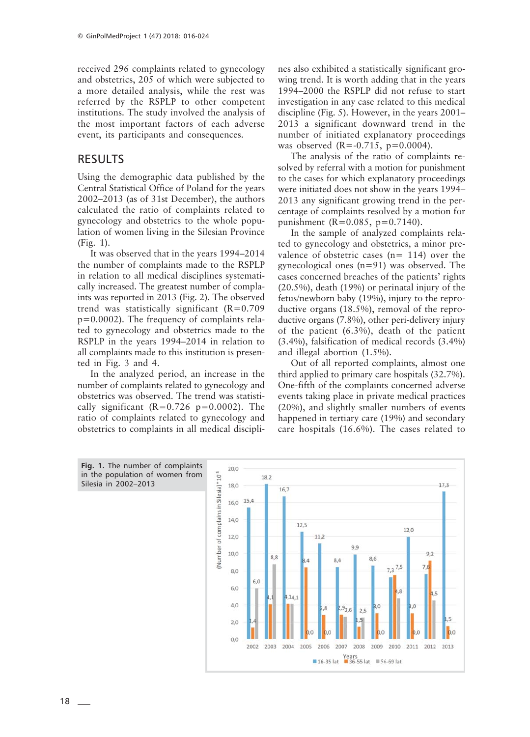received 296 complaints related to gynecology and obstetrics, 205 of which were subjected to a more detailed analysis, while the rest was referred by the RSPLP to other competent institutions. The study involved the analysis of the most important factors of each adverse event, its participants and consequences.

## RESULTS

Using the demographic data published by the Central Statistical Office of Poland for the years 2002–2013 (as of 31st December), the authors calculated the ratio of complaints related to gynecology and obstetrics to the whole population of women living in the Silesian Province (Fig. 1).

It was observed that in the years 1994–2014 the number of complaints made to the RSPLP in relation to all medical disciplines systematically increased. The greatest number of complaints was reported in 2013 (Fig. 2). The observed trend was statistically significant ($R=0.709$ $p=0.0002$). The frequency of complaints related to gynecology and obstetrics made to the RSPLP in the years 1994–2014 in relation to all complaints made to this institution is presented in Fig. 3 and 4.

In the analyzed period, an increase in the number of complaints related to gynecology and obstetrics was observed. The trend was statistically significant ($R=0.726$ $p=0.0002$). The ratio of complaints related to gynecology and obstetrics to complaints in all medical disciplines also exhibited a statistically significant growing trend. It is worth adding that in the years 1994–2000 the RSPLP did not refuse to start investigation in any case related to this medical discipline (Fig. 5). However, in the years 2001–2013 a significant downward trend in the number of initiated explanatory proceedings was observed ($R=-0.715$, $p=0.0004$).

The analysis of the ratio of complaints resolved by referral with a motion for punishment to the cases for which explanatory proceedings were initiated does not show in the years 1994–2013 any significant growing trend in the percentage of complaints resolved by a motion for punishment ($R=0.085$, $p=0.7140$).

In the sample of analyzed complaints related to gynecology and obstetrics, a minor prevalence of obstetric cases (n= 114) over the gynecological ones (n=91) was observed. The cases concerned breaches of the patients' rights (20.5%), death (19%) or perinatal injury of the fetus/newborn baby (19%), injury to the reproductive organs (18.5%), removal of the reproductive organs (7.8%), other peri-delivery injury of the patient (6.3%), death of the patient (3.4%), falsification of medical records (3.4%) and illegal abortion (1.5%).

Out of all reported complaints, almost one third applied to primary care hospitals (32.7%). One-fifth of the complaints concerned adverse events taking place in private medical practices (20%), and slightly smaller numbers of events happened in tertiary care (19%) and secondary care hospitals (16.6%). The cases related to

**Fig. 1.** The number of complaints in the population of women from Silesia in 2002–2013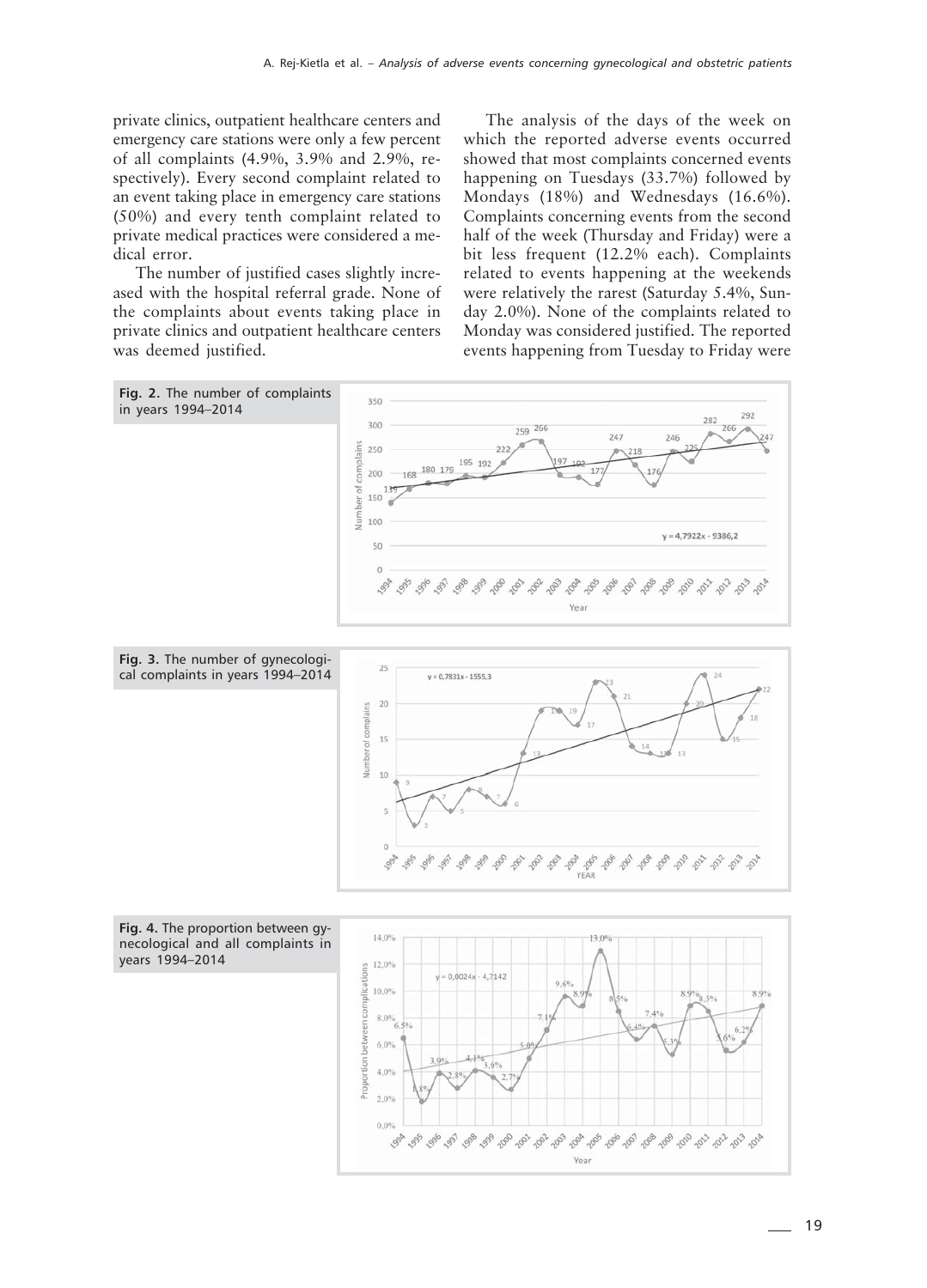private clinics, outpatient healthcare centers and emergency care stations were only a few percent of all complaints (4.9%, 3.9% and 2.9%, respectively). Every second complaint related to an event taking place in emergency care stations (50%) and every tenth complaint related to private medical practices were considered a medical error.

The number of justified cases slightly increased with the hospital referral grade. None of the complaints about events taking place in private clinics and outpatient healthcare centers was deemed justified.

The analysis of the days of the week on which the reported adverse events occurred showed that most complaints concerned events happening on Tuesdays (33.7%) followed by Mondays (18%) and Wednesdays (16.6%). Complaints concerning events from the second half of the week (Thursday and Friday) were a bit less frequent (12.2% each). Complaints related to events happening at the weekends were relatively the rarest (Saturday 5.4%, Sunday 2.0%). None of the complaints related to Monday was considered justified. The reported events happening from Tuesday to Friday were

**Fig. 2.** The number of complaints in years 1994–2014

**Fig. 3.** The number of gynecological complaints in years 1994–2014

**Fig. 4.** The proportion between gynecological and all complaints in years 1994–2014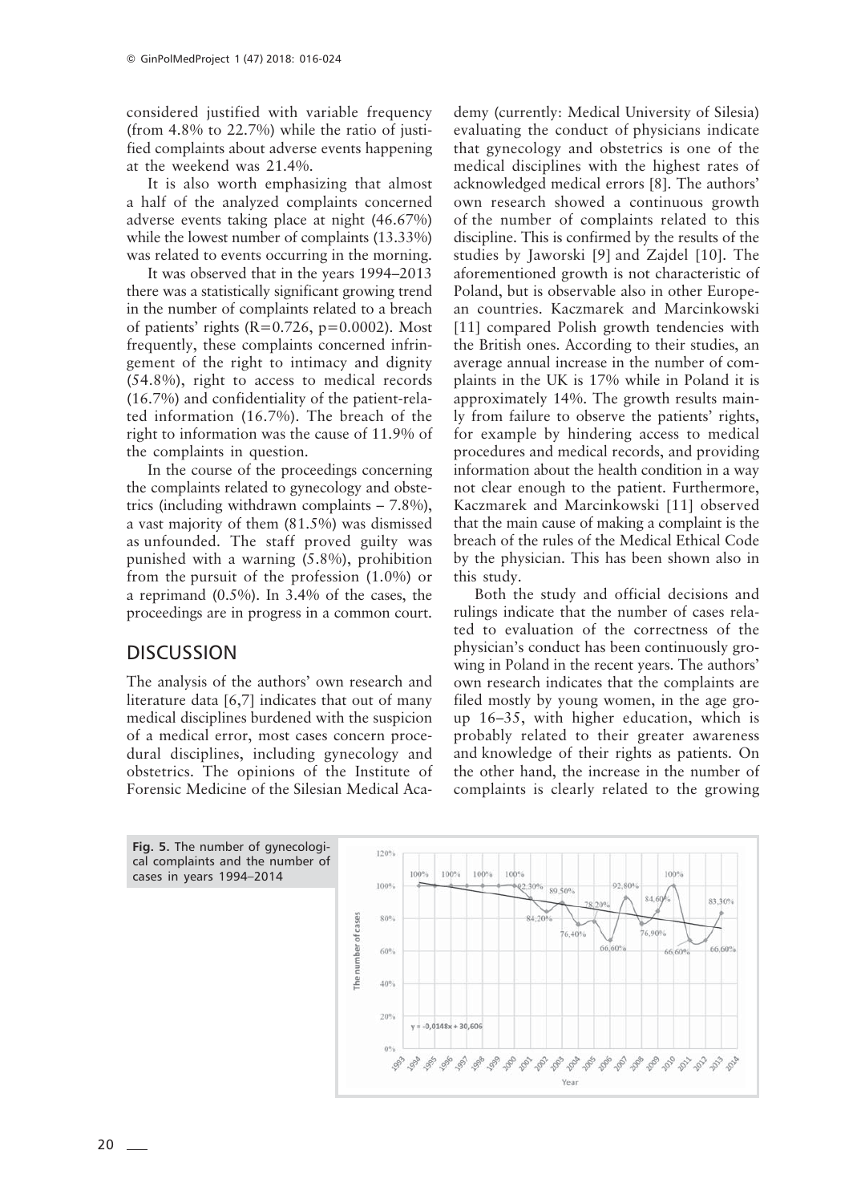considered justified with variable frequency (from 4.8% to 22.7%) while the ratio of justified complaints about adverse events happening at the weekend was 21.4%.

It is also worth emphasizing that almost a half of the analyzed complaints concerned adverse events taking place at night (46.67%) while the lowest number of complaints (13.33%) was related to events occurring in the morning.

It was observed that in the years 1994–2013 there was a statistically significant growing trend in the number of complaints related to a breach of patients' rights ($R=0.726$, $p=0.0002$). Most frequently, these complaints concerned infringement of the right to intimacy and dignity (54.8%), right to access to medical records (16.7%) and confidentiality of the patient-related information (16.7%). The breach of the right to information was the cause of 11.9% of the complaints in question.

In the course of the proceedings concerning the complaints related to gynecology and obstetrics (including withdrawn complaints – 7.8%), a vast majority of them (81.5%) was dismissed as unfounded. The staff proved guilty was punished with a warning (5.8%), prohibition from the pursuit of the profession (1.0%) or a reprimand (0.5%). In 3.4% of the cases, the proceedings are in progress in a common court.

## DISCUSSION

The analysis of the authors' own research and literature data [6,7] indicates that out of many medical disciplines burdened with the suspicion of a medical error, most cases concern procedural disciplines, including gynecology and obstetrics. The opinions of the Institute of Forensic Medicine of the Silesian Medical Academy (currently: Medical University of Silesia) evaluating the conduct of physicians indicate that gynecology and obstetrics is one of the medical disciplines with the highest rates of acknowledged medical errors [8]. The authors' own research showed a continuous growth of the number of complaints related to this discipline. This is confirmed by the results of the studies by Jaworski [9] and Zajdel [10]. The aforementioned growth is not characteristic of Poland, but is observable also in other European countries. Kaczmarek and Marcinkowski [11] compared Polish growth tendencies with the British ones. According to their studies, an average annual increase in the number of complaints in the UK is 17% while in Poland it is approximately 14%. The growth results mainly from failure to observe the patients' rights, for example by hindering access to medical procedures and medical records, and providing information about the health condition in a way not clear enough to the patient. Furthermore, Kaczmarek and Marcinkowski [11] observed that the main cause of making a complaint is the breach of the rules of the Medical Ethical Code by the physician. This has been shown also in this study.

Both the study and official decisions and rulings indicate that the number of cases related to evaluation of the correctness of the physician's conduct has been continuously growing in Poland in the recent years. The authors' own research indicates that the complaints are filed mostly by young women, in the age group 16–35, with higher education, which is probably related to their greater awareness and knowledge of their rights as patients. On the other hand, the increase in the number of complaints is clearly related to the growing

**Fig. 5.** The number of gynecological complaints and the number of cases in years 1994–2014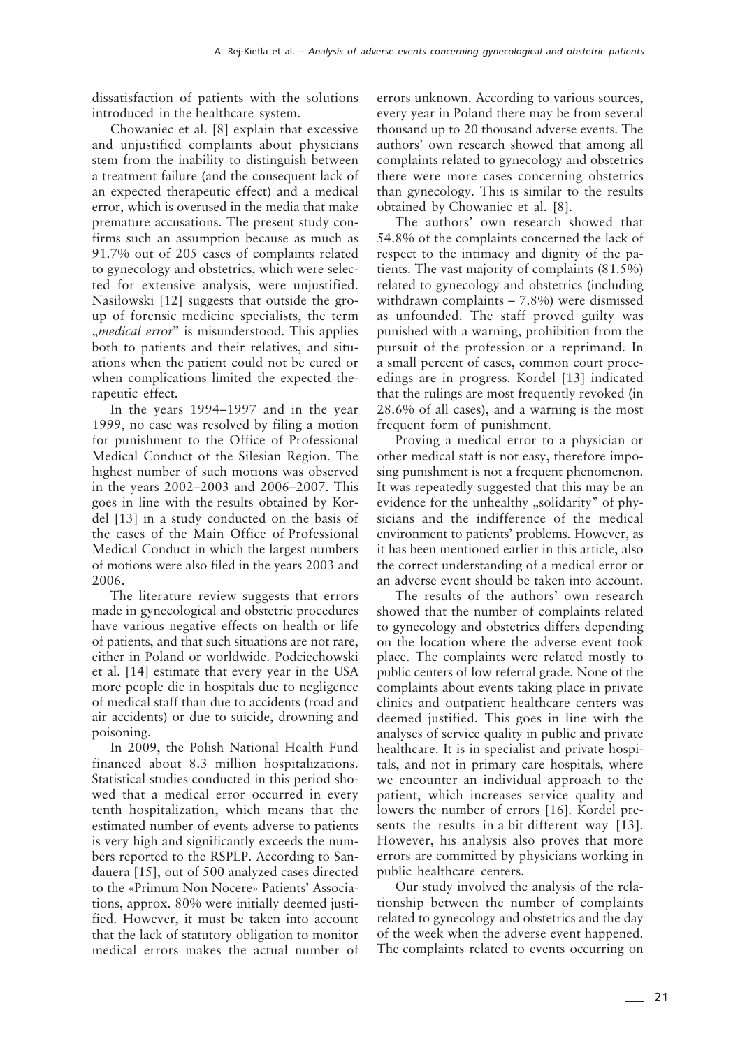dissatisfaction of patients with the solutions introduced in the healthcare system.

Chowaniec et al. [8] explain that excessive and unjustified complaints about physicians stem from the inability to distinguish between a treatment failure (and the consequent lack of an expected therapeutic effect) and a medical error, which is overused in the media that make premature accusations. The present study confirms such an assumption because as much as 91.7% out of 205 cases of complaints related to gynecology and obstetrics, which were selected for extensive analysis, were unjustified. Nasiłowski [12] suggests that outside the group of forensic medicine specialists, the term „*medical error*" is misunderstood. This applies both to patients and their relatives, and situations when the patient could not be cured or when complications limited the expected therapeutic effect.

In the years 1994–1997 and in the year 1999, no case was resolved by filing a motion for punishment to the Office of Professional Medical Conduct of the Silesian Region. The highest number of such motions was observed in the years 2002–2003 and 2006–2007. This goes in line with the results obtained by Kordel [13] in a study conducted on the basis of the cases of the Main Office of Professional Medical Conduct in which the largest numbers of motions were also filed in the years 2003 and 2006.

The literature review suggests that errors made in gynecological and obstetric procedures have various negative effects on health or life of patients, and that such situations are not rare, either in Poland or worldwide. Podciechowski et al. [14] estimate that every year in the USA more people die in hospitals due to negligence of medical staff than due to accidents (road and air accidents) or due to suicide, drowning and poisoning.

In 2009, the Polish National Health Fund financed about 8.3 million hospitalizations. Statistical studies conducted in this period showed that a medical error occurred in every tenth hospitalization, which means that the estimated number of events adverse to patients is very high and significantly exceeds the numbers reported to the RSPLP. According to Sandauera [15], out of 500 analyzed cases directed to the «Primum Non Nocere» Patients' Associations, approx. 80% were initially deemed justified. However, it must be taken into account that the lack of statutory obligation to monitor medical errors makes the actual number of errors unknown. According to various sources, every year in Poland there may be from several thousand up to 20 thousand adverse events. The authors' own research showed that among all complaints related to gynecology and obstetrics there were more cases concerning obstetrics than gynecology. This is similar to the results obtained by Chowaniec et al. [8].

The authors' own research showed that 54.8% of the complaints concerned the lack of respect to the intimacy and dignity of the patients. The vast majority of complaints (81.5%) related to gynecology and obstetrics (including withdrawn complaints – 7.8%) were dismissed as unfounded. The staff proved guilty was punished with a warning, prohibition from the pursuit of the profession or a reprimand. In a small percent of cases, common court proceedings are in progress. Kordel [13] indicated that the rulings are most frequently revoked (in 28.6% of all cases), and a warning is the most frequent form of punishment.

Proving a medical error to a physician or other medical staff is not easy, therefore imposing punishment is not a frequent phenomenon. It was repeatedly suggested that this may be an evidence for the unhealthy „solidarity" of physicians and the indifference of the medical environment to patients' problems. However, as it has been mentioned earlier in this article, also the correct understanding of a medical error or an adverse event should be taken into account.

The results of the authors' own research showed that the number of complaints related to gynecology and obstetrics differs depending on the location where the adverse event took place. The complaints were related mostly to public centers of low referral grade. None of the complaints about events taking place in private clinics and outpatient healthcare centers was deemed justified. This goes in line with the analyses of service quality in public and private healthcare. It is in specialist and private hospitals, and not in primary care hospitals, where we encounter an individual approach to the patient, which increases service quality and lowers the number of errors [16]. Kordel presents the results in a bit different way [13]. However, his analysis also proves that more errors are committed by physicians working in public healthcare centers.

Our study involved the analysis of the relationship between the number of complaints related to gynecology and obstetrics and the day of the week when the adverse event happened. The complaints related to events occurring on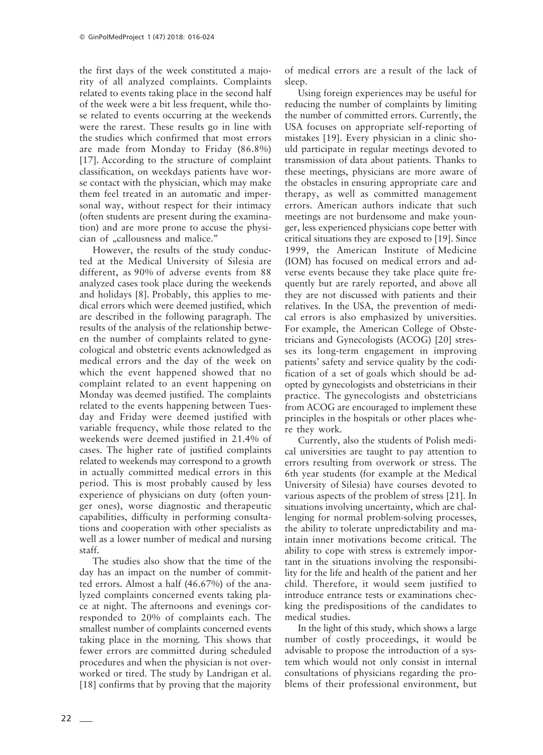the first days of the week constituted a majority of all analyzed complaints. Complaints related to events taking place in the second half of the week were a bit less frequent, while those related to events occurring at the weekends were the rarest. These results go in line with the studies which confirmed that most errors are made from Monday to Friday (86.8%) [17]. According to the structure of complaint classification, on weekdays patients have worse contact with the physician, which may make them feel treated in an automatic and impersonal way, without respect for their intimacy (often students are present during the examination) and are more prone to accuse the physician of „callousness and malice."

However, the results of the study conducted at the Medical University of Silesia are different, as 90% of adverse events from 88 analyzed cases took place during the weekends and holidays [8]. Probably, this applies to medical errors which were deemed justified, which are described in the following paragraph. The results of the analysis of the relationship between the number of complaints related to gynecological and obstetric events acknowledged as medical errors and the day of the week on which the event happened showed that no complaint related to an event happening on Monday was deemed justified. The complaints related to the events happening between Tuesday and Friday were deemed justified with variable frequency, while those related to the weekends were deemed justified in 21.4% of cases. The higher rate of justified complaints related to weekends may correspond to a growth in actually committed medical errors in this period. This is most probably caused by less experience of physicians on duty (often younger ones), worse diagnostic and therapeutic capabilities, difficulty in performing consultations and cooperation with other specialists as well as a lower number of medical and nursing staff.

The studies also show that the time of the day has an impact on the number of committed errors. Almost a half (46.67%) of the analyzed complaints concerned events taking place at night. The afternoons and evenings corresponded to 20% of complaints each. The smallest number of complaints concerned events taking place in the morning. This shows that fewer errors are committed during scheduled procedures and when the physician is not overworked or tired. The study by Landrigan et al. [18] confirms that by proving that the majority of medical errors are a result of the lack of sleep.

Using foreign experiences may be useful for reducing the number of complaints by limiting the number of committed errors. Currently, the USA focuses on appropriate self-reporting of mistakes [19]. Every physician in a clinic should participate in regular meetings devoted to transmission of data about patients. Thanks to these meetings, physicians are more aware of the obstacles in ensuring appropriate care and therapy, as well as committed management errors. American authors indicate that such meetings are not burdensome and make younger, less experienced physicians cope better with critical situations they are exposed to [19]. Since 1999, the American Institute of Medicine (IOM) has focused on medical errors and adverse events because they take place quite frequently but are rarely reported, and above all they are not discussed with patients and their relatives. In the USA, the prevention of medical errors is also emphasized by universities. For example, the American College of Obstetricians and Gynecologists (ACOG) [20] stresses its long-term engagement in improving patients' safety and service quality by the codification of a set of goals which should be adopted by gynecologists and obstetricians in their practice. The gynecologists and obstetricians from ACOG are encouraged to implement these principles in the hospitals or other places where they work.

Currently, also the students of Polish medical universities are taught to pay attention to errors resulting from overwork or stress. The 6th year students (for example at the Medical University of Silesia) have courses devoted to various aspects of the problem of stress [21]. In situations involving uncertainty, which are challenging for normal problem-solving processes, the ability to tolerate unpredictability and maintain inner motivations become critical. The ability to cope with stress is extremely important in the situations involving the responsibility for the life and health of the patient and her child. Therefore, it would seem justified to introduce entrance tests or examinations checking the predispositions of the candidates to medical studies.

In the light of this study, which shows a large number of costly proceedings, it would be advisable to propose the introduction of a system which would not only consist in internal consultations of physicians regarding the problems of their professional environment, but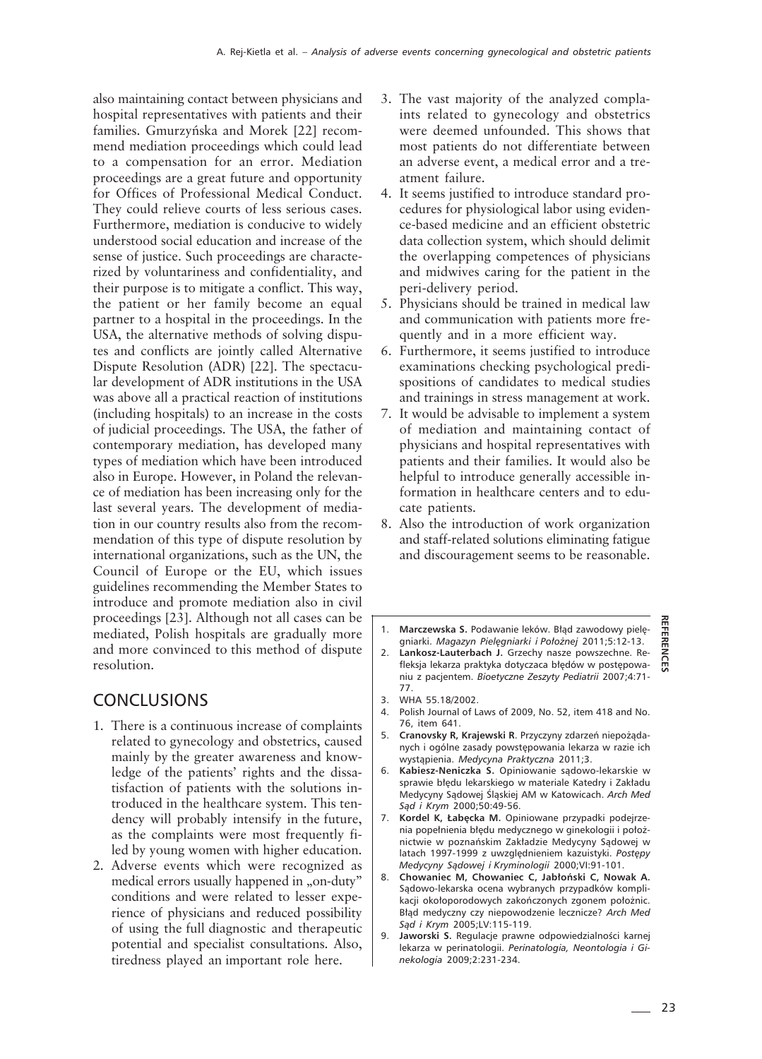also maintaining contact between physicians and hospital representatives with patients and their families. Gmurzyńska and Morek [22] recommend mediation proceedings which could lead to a compensation for an error. Mediation proceedings are a great future and opportunity for Offices of Professional Medical Conduct. They could relieve courts of less serious cases. Furthermore, mediation is conducive to widely understood social education and increase of the sense of justice. Such proceedings are characterized by voluntariness and confidentiality, and their purpose is to mitigate a conflict. This way, the patient or her family become an equal partner to a hospital in the proceedings. In the USA, the alternative methods of solving disputes and conflicts are jointly called Alternative Dispute Resolution (ADR) [22]. The spectacular development of ADR institutions in the USA was above all a practical reaction of institutions (including hospitals) to an increase in the costs of judicial proceedings. The USA, the father of contemporary mediation, has developed many types of mediation which have been introduced also in Europe. However, in Poland the relevance of mediation has been increasing only for the last several years. The development of mediation in our country results also from the recommendation of this type of dispute resolution by international organizations, such as the UN, the Council of Europe or the EU, which issues guidelines recommending the Member States to introduce and promote mediation also in civil proceedings [23]. Although not all cases can be mediated, Polish hospitals are gradually more and more convinced to this method of dispute resolution.

## CONCLUSIONS

1. There is a continuous increase of complaints related to gynecology and obstetrics, caused mainly by the greater awareness and knowledge of the patients' rights and the dissatisfaction of patients with the solutions introduced in the healthcare system. This tendency will probably intensify in the future, as the complaints were most frequently filed by young women with higher education.
2. Adverse events which were recognized as medical errors usually happened in „on-duty" conditions and were related to lesser experience of physicians and reduced possibility of using the full diagnostic and therapeutic potential and specialist consultations. Also, tiredness played an important role here.
3. The vast majority of the analyzed complaints related to gynecology and obstetrics were deemed unfounded. This shows that most patients do not differentiate between an adverse event, a medical error and a treatment failure.
4. It seems justified to introduce standard procedures for physiological labor using evidence-based medicine and an efficient obstetric data collection system, which should delimit the overlapping competences of physicians and midwives caring for the patient in the peri-delivery period.
5. Physicians should be trained in medical law and communication with patients more frequently and in a more efficient way.
6. Furthermore, it seems justified to introduce examinations checking psychological predispositions of candidates to medical studies and trainings in stress management at work.
7. It would be advisable to implement a system of mediation and maintaining contact of physicians and hospital representatives with patients and their families. It would also be helpful to introduce generally accessible information in healthcare centers and to educate patients.
8. Also the introduction of work organization and staff-related solutions eliminating fatigue and discouragement seems to be reasonable.

## REFERENCES

1. **Marczewska S.** Podawanie leków. Błąd zawodowy pielęgniarki. *Magazyn Pielęgniarki i Położnej* 2011;5:12-13.
2. **Lankosz-Lauterbach J.** Grzechy nasze powszechne. Refleksja lekarza praktyka dotyczaca błędów w postępowaniu z pacjentem. *Bioetyczne Zeszyty Pediatrii* 2007;4:71-77.
3. WHA 55.18/2002.
4. Polish Journal of Laws of 2009, No. 52, item 418 and No. 76, item 641.
5. **Cranovsky R, Krajewski R**. Przyczyny zdarzeń niepożądanych i ogólne zasady powstępowania lekarza w razie ich wystąpienia. *Medycyna Praktyczna* 2011;3.
6. **Kabiesz-Neniczka S.** Opiniowanie sądowo-lekarskie w sprawie błędu lekarskiego w materiale Katedry i Zakładu Medycyny Sądowej Śląskiej AM w Katowicach. *Arch Med Sąd i Krym* 2000;50:49-56.
7. **Kordel K, Łabęcka M.** Opiniowane przypadki podejrzenia popełnienia błędu medycznego w ginekologii i położnictwie w poznańskim Zakładzie Medycyny Sądowej w latach 1997-1999 z uwzględnieniem kazuistyki. *Postępy Medycyny Sądowej i Kryminologii* 2000;VI:91-101.
8. **Chowaniec M, Chowaniec C, Jabłoński C, Nowak A.** Sądowo-lekarska ocena wybranych przypadków komplikacji okołoporodowych zakończonych zgonem położnic. Błąd medyczny czy niepowodzenie lecznicze? *Arch Med Sąd i Krym* 2005;LV:115-119.
9. **Jaworski S.** Regulacje prawne odpowiedzialności karnej lekarza w perinatologii. *Perinatologia, Neontologia i Ginekologia* 2009;2:231-234.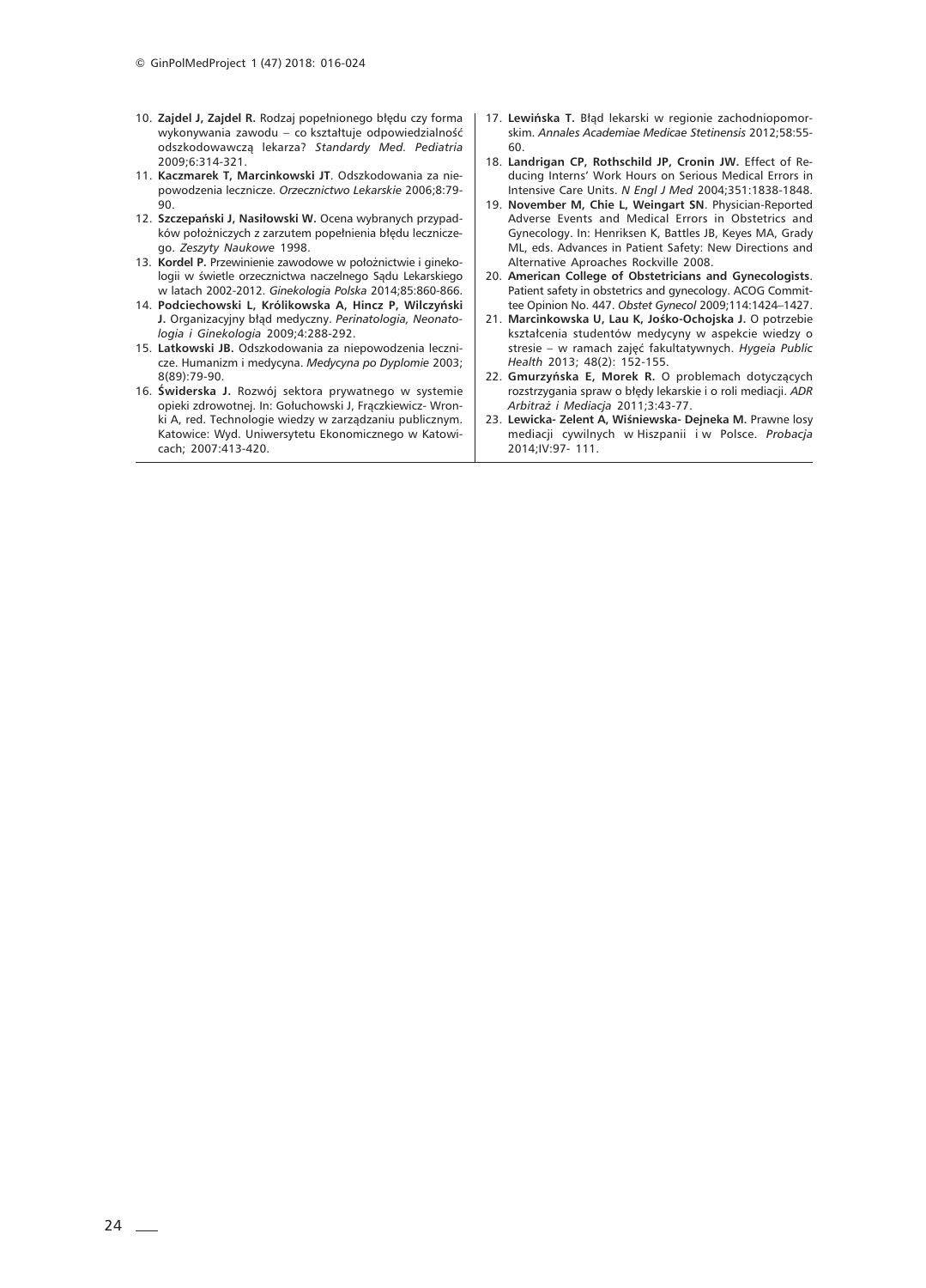10. **Zajdel J, Zajdel R.** Rodzaj popełnionego błędu czy forma wykonywania zawodu – co kształtuje odpowiedzialność odszkodowawczą lekarza? *Standardy Med. Pediatria* 2009;6:314-321.
11. **Kaczmarek T, Marcinkowski JT**. Odszkodowania za niepowodzenia lecznicze. *Orzecznictwo Lekarskie* 2006;8:79-90.
12. **Szczepański J, Nasiłowski W.** Ocena wybranych przypadków położniczych z zarzutem popełnienia błędu leczniczego. *Zeszyty Naukowe* 1998.
13. **Kordel P.** Przewinienie zawodowe w położnictwie i ginekologii w świetle orzecznictwa naczelnego Sądu Lekarskiego w latach 2002-2012. *Ginekologia Polska* 2014;85:860-866.
14. **Podciechowski L, Królikowska A, Hincz P, Wilczyński J.** Organizacyjny błąd medyczny. *Perinatologia, Neonatologia i Ginekologia* 2009;4:288-292.
15. **Latkowski JB.** Odszkodowania za niepowodzenia lecznicze. Humanizm i medycyna. *Medycyna po Dyplomie* 2003; 8(89):79-90.
16. **Świderska J.** Rozwój sektora prywatnego w systemie opieki zdrowotnej. In: Gołuchowski J, Frączkiewicz- Wronki A, red. Technologie wiedzy w zarządzaniu publicznym. Katowice: Wyd. Uniwersytetu Ekonomicznego w Katowicach; 2007:413-420.
17. **Lewińska T.** Błąd lekarski w regionie zachodniopomorskim. *Annales Academiae Medicae Stetinensis* 2012;58:55-60.
18. **Landrigan CP, Rothschild JP, Cronin JW.** Effect of Reducing Interns' Work Hours on Serious Medical Errors in Intensive Care Units. *N Engl J Med* 2004;351:1838-1848.
19. **November M, Chie L, Weingart SN**. Physician-Reported Adverse Events and Medical Errors in Obstetrics and Gynecology. In: Henriksen K, Battles JB, Keyes MA, Grady ML, eds. Advances in Patient Safety: New Directions and Alternative Aproaches Rockville 2008.
20. **American College of Obstetricians and Gynecologists**. Patient safety in obstetrics and gynecology. ACOG Committee Opinion No. 447. *Obstet Gynecol* 2009;114:1424–1427.
21. **Marcinkowska U, Lau K, Jośko-Ochojska J.** O potrzebie kształcenia studentów medycyny w aspekcie wiedzy o stresie – w ramach zajęć fakultatywnych. *Hygeia Public Health* 2013; 48(2): 152-155.
22. **Gmurzyńska E, Morek R.** O problemach dotyczących rozstrzygania spraw o błędy lekarskie i o roli mediacji. *ADR Arbitraż i Mediacja* 2011;3:43-77.
23. **Lewicka- Zelent A, Wiśniewska- Dejneka M.** Prawne losy mediacji cywilnych w Hiszpanii i w Polsce. *Probacja* 2014;IV:97- 111.